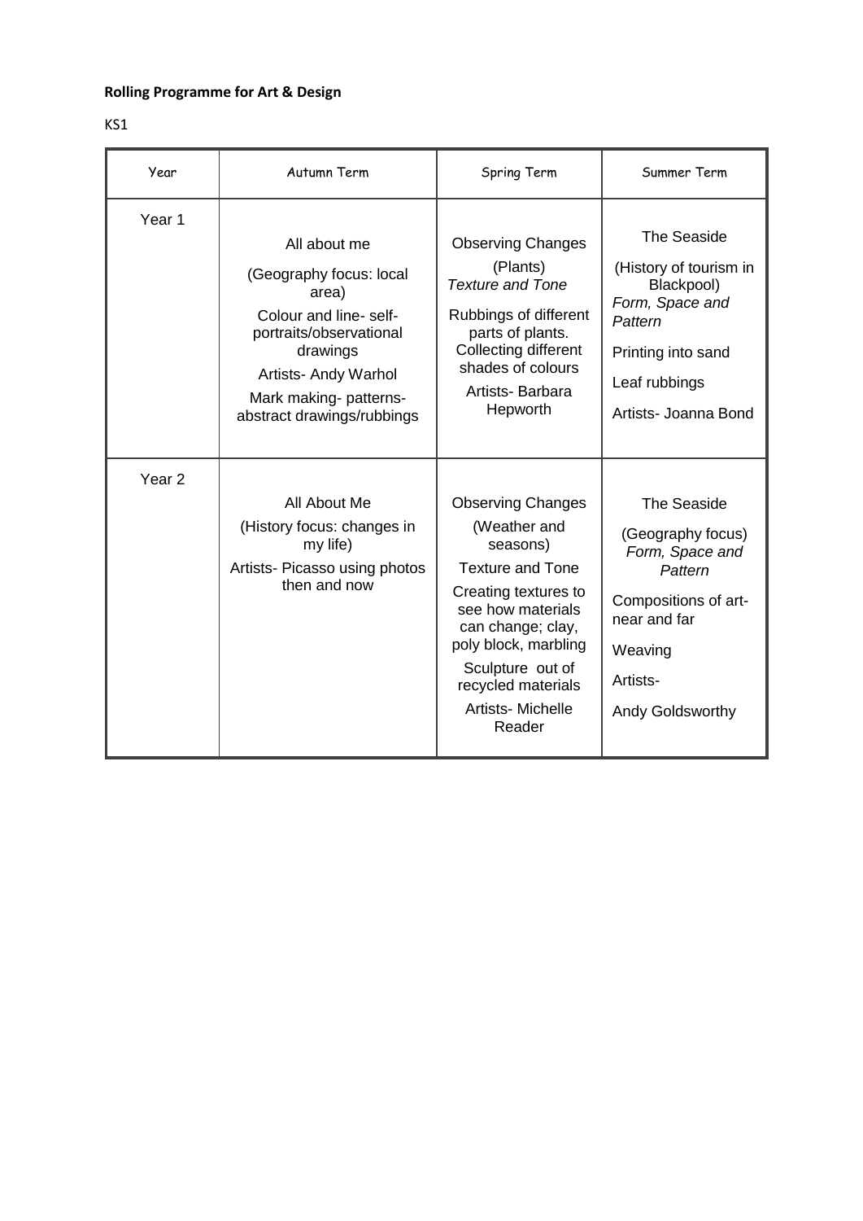**Rolling Programme for Art & Design**

KS1

| Year | Autumn Term | Spring Term | Summer Term |
|---|---|---|---|
| Year 1 | All about me<br>(Geography focus: local area)<br>Colour and line- self-portraits/observational drawings<br>Artists- Andy Warhol<br>Mark making- patterns- abstract drawings/rubbings | Observing Changes<br>(Plants)<br>*Texture and Tone*<br>Rubbings of different parts of plants.<br>Collecting different shades of colours<br>Artists- Barbara Hepworth | The Seaside<br>(History of tourism in Blackpool)<br>*Form, Space and Pattern*<br>Printing into sand<br>Leaf rubbings<br>Artists- Joanna Bond |
| Year 2 | All About Me<br>(History focus: changes in my life)<br>Artists- Picasso using photos then and now | Observing Changes<br>(Weather and seasons)<br>Texture and Tone<br>Creating textures to see how materials can change; clay, poly block, marbling<br>Sculpture out of recycled materials<br>Artists- Michelle Reader | The Seaside<br>(Geography focus)<br>*Form, Space and Pattern*<br>Compositions of art- near and far<br>Weaving<br>Artists-<br>Andy Goldsworthy |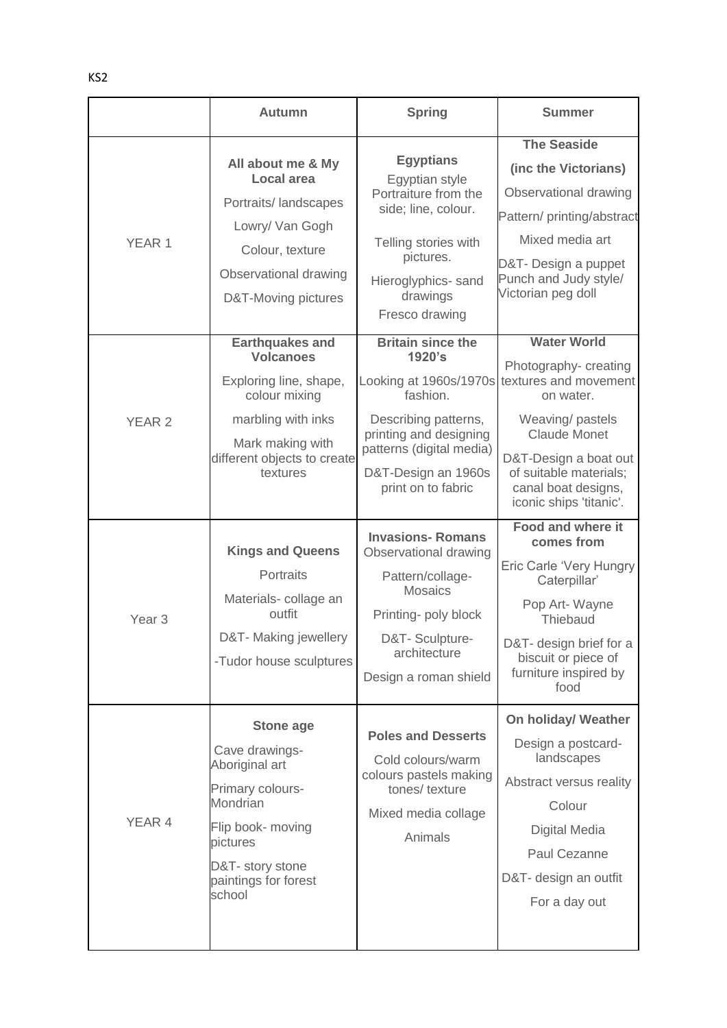KS2

| | Autumn | Spring | Summer |
|---|---|---|---|
| YEAR 1 | **All about me & My Local area**<br>Portraits/ landscapes<br>Lowry/ Van Gogh<br>Colour, texture<br>Observational drawing<br>D&T-Moving pictures | **Egyptians**<br>Egyptian style Portraiture from the side; line, colour.<br>Telling stories with pictures.<br>Hieroglyphics- sand drawings<br>Fresco drawing | **The Seaside**<br>**(inc the Victorians)**<br>Observational drawing<br>Pattern/ printing/abstract<br>Mixed media art<br>D&T- Design a puppet Punch and Judy style/ Victorian peg doll |
| YEAR 2 | **Earthquakes and Volcanoes**<br>Exploring line, shape, colour mixing<br>marbling with inks<br>Mark making with different objects to create textures | **Britain since the 1920's**<br>Looking at 1960s/1970s fashion.<br>Describing patterns, printing and designing patterns (digital media)<br>D&T-Design an 1960s print on to fabric | **Water World**<br>Photography- creating textures and movement on water.<br>Weaving/ pastels Claude Monet<br>D&T-Design a boat out of suitable materials; canal boat designs, iconic ships 'titanic'. |
| Year 3 | **Kings and Queens**<br>Portraits<br>Materials- collage an outfit<br>D&T- Making jewellery<br>-Tudor house sculptures | **Invasions- Romans**<br>Observational drawing<br>Pattern/collage- Mosaics<br>Printing- poly block<br>D&T- Sculpture- architecture<br>Design a roman shield | **Food and where it comes from**<br>Eric Carle 'Very Hungry Caterpillar'<br>Pop Art- Wayne Thiebaud<br>D&T- design brief for a biscuit or piece of furniture inspired by food |
| YEAR 4 | **Stone age**<br>Cave drawings- Aboriginal art<br>Primary colours- Mondrian<br>Flip book- moving pictures<br>D&T- story stone paintings for forest school | **Poles and Desserts**<br>Cold colours/warm colours pastels making tones/ texture<br>Mixed media collage<br>Animals | **On holiday/ Weather**<br>Design a postcard- landscapes<br>Abstract versus reality<br>Colour<br>Digital Media<br>Paul Cezanne<br>D&T- design an outfit<br>For a day out |